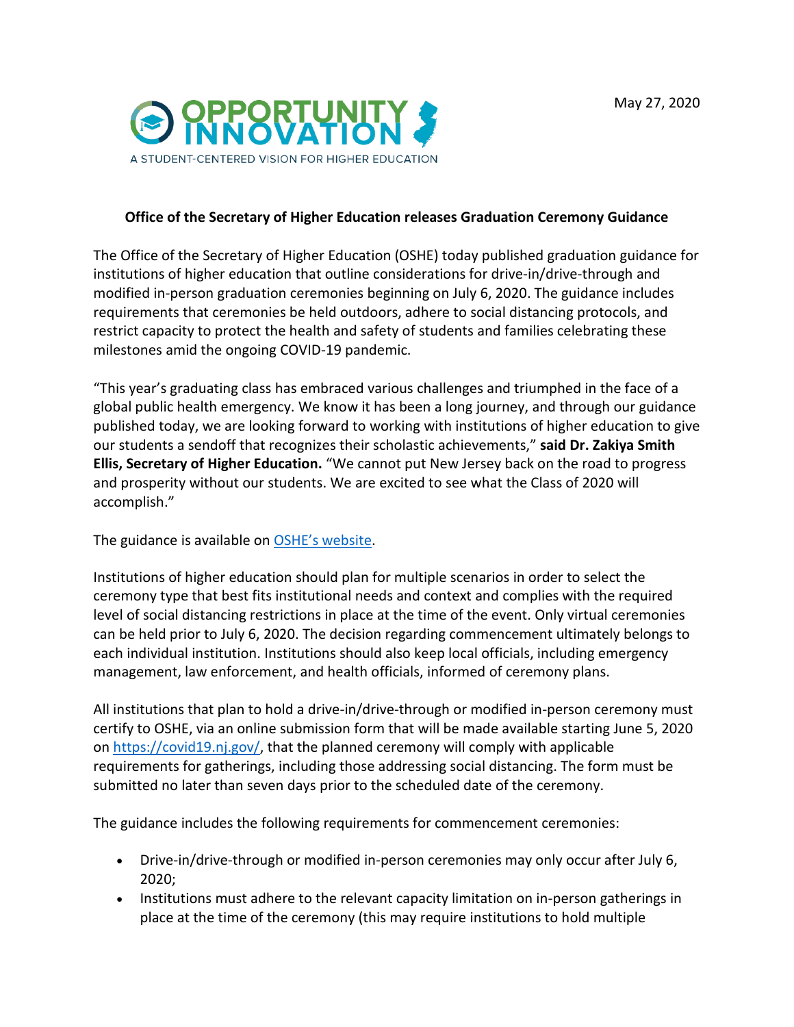May 27, 2020

OPPORTUNITY INNOVATION

A STUDENT-CENTERED VISION FOR HIGHER EDUCATION

**Office of the Secretary of Higher Education releases Graduation Ceremony Guidance**

The Office of the Secretary of Higher Education (OSHE) today published graduation guidance for institutions of higher education that outline considerations for drive-in/drive-through and modified in-person graduation ceremonies beginning on July 6, 2020. The guidance includes requirements that ceremonies be held outdoors, adhere to social distancing protocols, and restrict capacity to protect the health and safety of students and families celebrating these milestones amid the ongoing COVID-19 pandemic.

"This year's graduating class has embraced various challenges and triumphed in the face of a global public health emergency. We know it has been a long journey, and through our guidance published today, we are looking forward to working with institutions of higher education to give our students a sendoff that recognizes their scholastic achievements," **said Dr. Zakiya Smith Ellis, Secretary of Higher Education.** "We cannot put New Jersey back on the road to progress and prosperity without our students. We are excited to see what the Class of 2020 will accomplish."

The guidance is available on [OSHE's website](#).

Institutions of higher education should plan for multiple scenarios in order to select the ceremony type that best fits institutional needs and context and complies with the required level of social distancing restrictions in place at the time of the event. Only virtual ceremonies can be held prior to July 6, 2020. The decision regarding commencement ultimately belongs to each individual institution. Institutions should also keep local officials, including emergency management, law enforcement, and health officials, informed of ceremony plans.

All institutions that plan to hold a drive-in/drive-through or modified in-person ceremony must certify to OSHE, via an online submission form that will be made available starting June 5, 2020 on [https://covid19.nj.gov/](https://covid19.nj.gov/), that the planned ceremony will comply with applicable requirements for gatherings, including those addressing social distancing. The form must be submitted no later than seven days prior to the scheduled date of the ceremony.

The guidance includes the following requirements for commencement ceremonies:

- Drive-in/drive-through or modified in-person ceremonies may only occur after July 6, 2020;
- Institutions must adhere to the relevant capacity limitation on in-person gatherings in place at the time of the ceremony (this may require institutions to hold multiple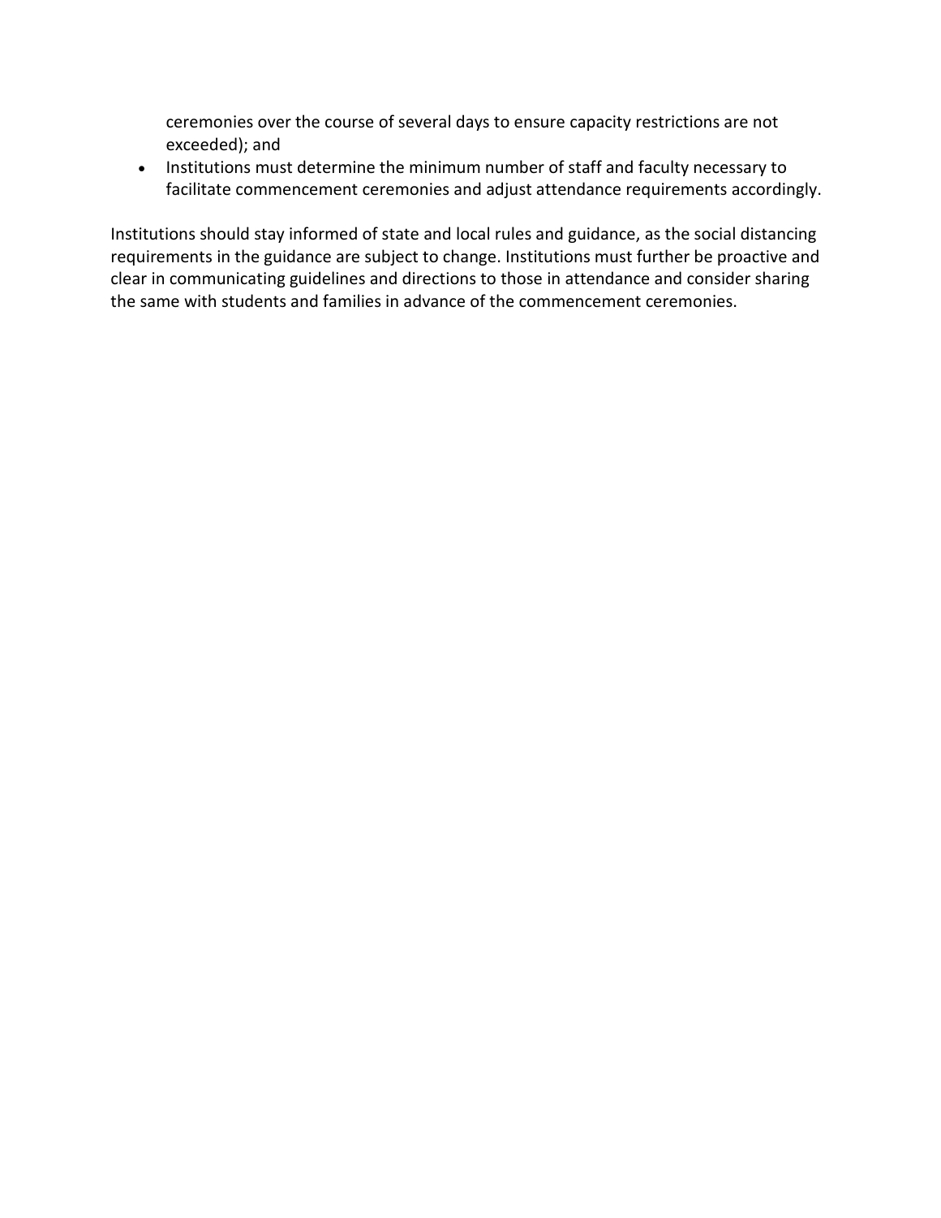ceremonies over the course of several days to ensure capacity restrictions are not exceeded); and

- Institutions must determine the minimum number of staff and faculty necessary to facilitate commencement ceremonies and adjust attendance requirements accordingly.

Institutions should stay informed of state and local rules and guidance, as the social distancing requirements in the guidance are subject to change. Institutions must further be proactive and clear in communicating guidelines and directions to those in attendance and consider sharing the same with students and families in advance of the commencement ceremonies.